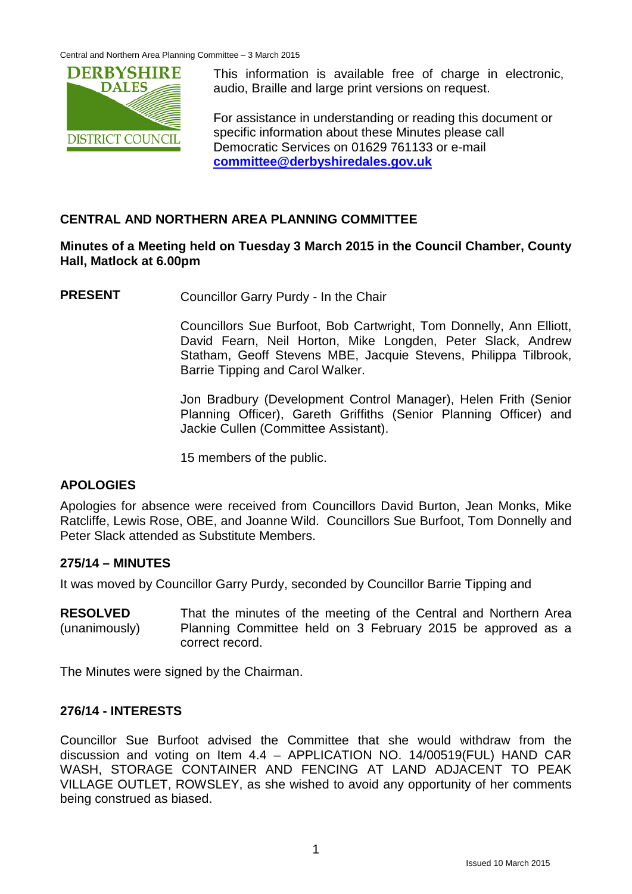This information is available free of charge in electronic, audio, Braille and large print versions on request.

For assistance in understanding or reading this document or specific information about these Minutes please call Democratic Services on 01629 761133 or e-mail **committee@derbyshiredales.gov.uk**

## CENTRAL AND NORTHERN AREA PLANNING COMMITTEE

**Minutes of a Meeting held on Tuesday 3 March 2015 in the Council Chamber, County Hall, Matlock at 6.00pm**

**PRESENT** Councillor Garry Purdy - In the Chair

Councillors Sue Burfoot, Bob Cartwright, Tom Donnelly, Ann Elliott, David Fearn, Neil Horton, Mike Longden, Peter Slack, Andrew Statham, Geoff Stevens MBE, Jacquie Stevens, Philippa Tilbrook, Barrie Tipping and Carol Walker.

Jon Bradbury (Development Control Manager), Helen Frith (Senior Planning Officer), Gareth Griffiths (Senior Planning Officer) and Jackie Cullen (Committee Assistant).

15 members of the public.

### APOLOGIES

Apologies for absence were received from Councillors David Burton, Jean Monks, Mike Ratcliffe, Lewis Rose, OBE, and Joanne Wild. Councillors Sue Burfoot, Tom Donnelly and Peter Slack attended as Substitute Members.

### 275/14 – MINUTES

It was moved by Councillor Garry Purdy, seconded by Councillor Barrie Tipping and

**RESOLVED** (unanimously) That the minutes of the meeting of the Central and Northern Area Planning Committee held on 3 February 2015 be approved as a correct record.

The Minutes were signed by the Chairman.

### 276/14 - INTERESTS

Councillor Sue Burfoot advised the Committee that she would withdraw from the discussion and voting on Item 4.4 – APPLICATION NO. 14/00519(FUL) HAND CAR WASH, STORAGE CONTAINER AND FENCING AT LAND ADJACENT TO PEAK VILLAGE OUTLET, ROWSLEY, as she wished to avoid any opportunity of her comments being construed as biased.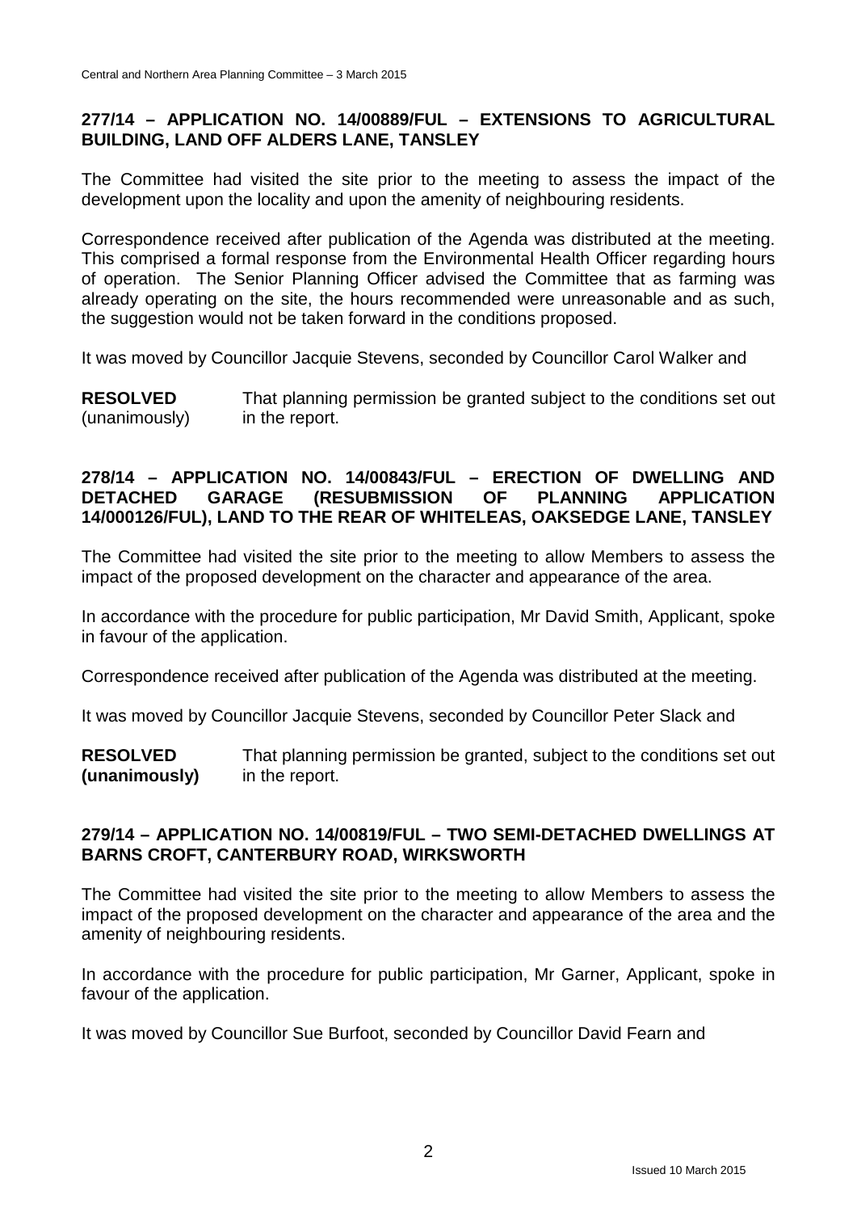## 277/14 – APPLICATION NO. 14/00889/FUL – EXTENSIONS TO AGRICULTURAL BUILDING, LAND OFF ALDERS LANE, TANSLEY

The Committee had visited the site prior to the meeting to assess the impact of the development upon the locality and upon the amenity of neighbouring residents.

Correspondence received after publication of the Agenda was distributed at the meeting. This comprised a formal response from the Environmental Health Officer regarding hours of operation. The Senior Planning Officer advised the Committee that as farming was already operating on the site, the hours recommended were unreasonable and as such, the suggestion would not be taken forward in the conditions proposed.

It was moved by Councillor Jacquie Stevens, seconded by Councillor Carol Walker and

**RESOLVED** (unanimously) That planning permission be granted subject to the conditions set out in the report.

## 278/14 – APPLICATION NO. 14/00843/FUL – ERECTION OF DWELLING AND DETACHED GARAGE (RESUBMISSION OF PLANNING APPLICATION 14/000126/FUL), LAND TO THE REAR OF WHITELEAS, OAKSEDGE LANE, TANSLEY

The Committee had visited the site prior to the meeting to allow Members to assess the impact of the proposed development on the character and appearance of the area.

In accordance with the procedure for public participation, Mr David Smith, Applicant, spoke in favour of the application.

Correspondence received after publication of the Agenda was distributed at the meeting.

It was moved by Councillor Jacquie Stevens, seconded by Councillor Peter Slack and

**RESOLVED (unanimously)** That planning permission be granted, subject to the conditions set out in the report.

## 279/14 – APPLICATION NO. 14/00819/FUL – TWO SEMI-DETACHED DWELLINGS AT BARNS CROFT, CANTERBURY ROAD, WIRKSWORTH

The Committee had visited the site prior to the meeting to allow Members to assess the impact of the proposed development on the character and appearance of the area and the amenity of neighbouring residents.

In accordance with the procedure for public participation, Mr Garner, Applicant, spoke in favour of the application.

It was moved by Councillor Sue Burfoot, seconded by Councillor David Fearn and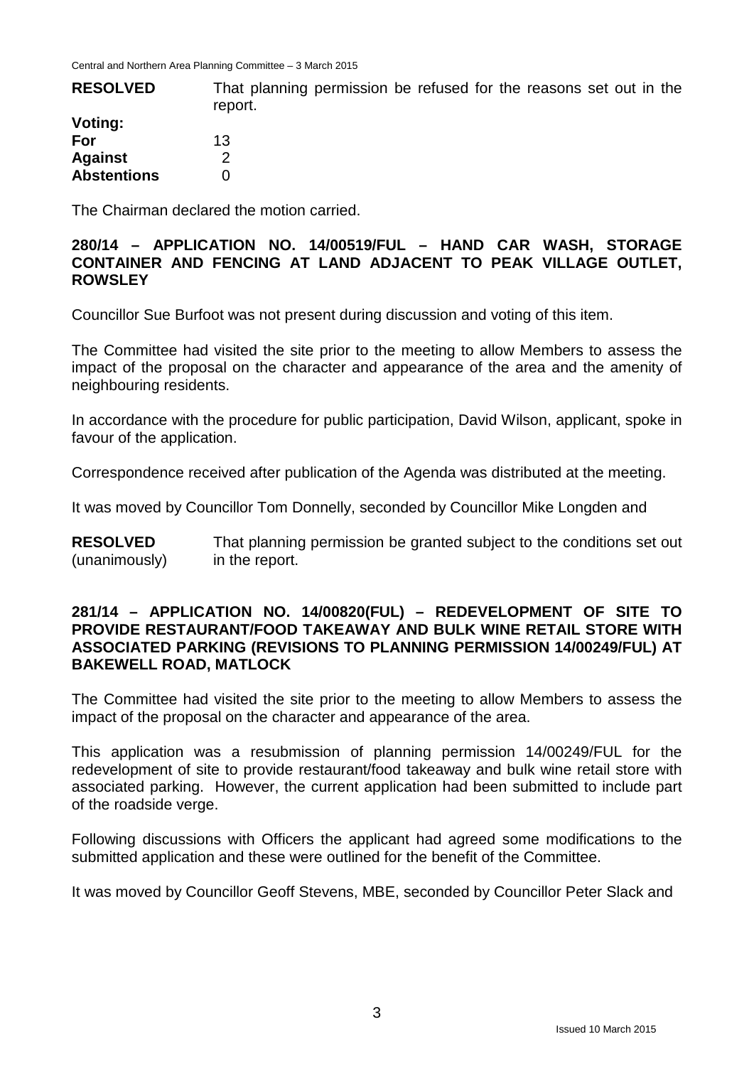**RESOLVED** That planning permission be refused for the reasons set out in the report.

| **Voting:** | |
|---|---|
| **For** | 13 |
| **Against** | 2 |
| **Abstentions** | 0 |

The Chairman declared the motion carried.

## 280/14 – APPLICATION NO. 14/00519/FUL – HAND CAR WASH, STORAGE CONTAINER AND FENCING AT LAND ADJACENT TO PEAK VILLAGE OUTLET, ROWSLEY

Councillor Sue Burfoot was not present during discussion and voting of this item.

The Committee had visited the site prior to the meeting to allow Members to assess the impact of the proposal on the character and appearance of the area and the amenity of neighbouring residents.

In accordance with the procedure for public participation, David Wilson, applicant, spoke in favour of the application.

Correspondence received after publication of the Agenda was distributed at the meeting.

It was moved by Councillor Tom Donnelly, seconded by Councillor Mike Longden and

**RESOLVED** (unanimously) That planning permission be granted subject to the conditions set out in the report.

## 281/14 – APPLICATION NO. 14/00820(FUL) – REDEVELOPMENT OF SITE TO PROVIDE RESTAURANT/FOOD TAKEAWAY AND BULK WINE RETAIL STORE WITH ASSOCIATED PARKING (REVISIONS TO PLANNING PERMISSION 14/00249/FUL) AT BAKEWELL ROAD, MATLOCK

The Committee had visited the site prior to the meeting to allow Members to assess the impact of the proposal on the character and appearance of the area.

This application was a resubmission of planning permission 14/00249/FUL for the redevelopment of site to provide restaurant/food takeaway and bulk wine retail store with associated parking. However, the current application had been submitted to include part of the roadside verge.

Following discussions with Officers the applicant had agreed some modifications to the submitted application and these were outlined for the benefit of the Committee.

It was moved by Councillor Geoff Stevens, MBE, seconded by Councillor Peter Slack and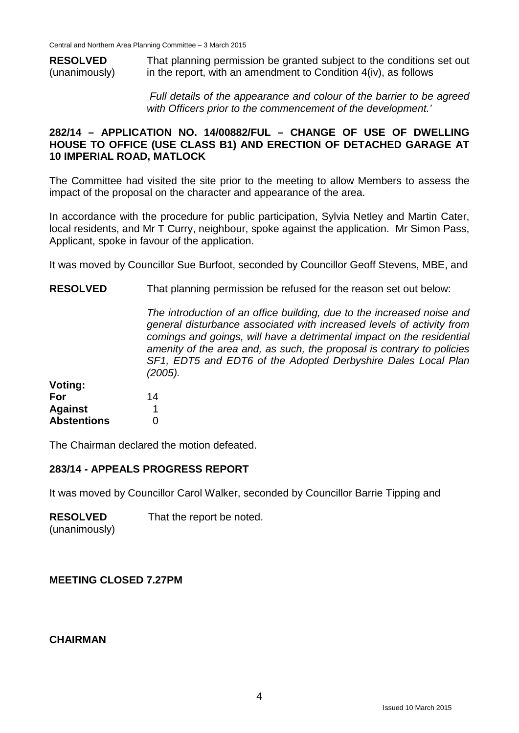**RESOLVED** (unanimously) That planning permission be granted subject to the conditions set out in the report, with an amendment to Condition 4(iv), as follows

*Full details of the appearance and colour of the barrier to be agreed with Officers prior to the commencement of the development.'*

## 282/14 – APPLICATION NO. 14/00882/FUL – CHANGE OF USE OF DWELLING HOUSE TO OFFICE (USE CLASS B1) AND ERECTION OF DETACHED GARAGE AT 10 IMPERIAL ROAD, MATLOCK

The Committee had visited the site prior to the meeting to allow Members to assess the impact of the proposal on the character and appearance of the area.

In accordance with the procedure for public participation, Sylvia Netley and Martin Cater, local residents, and Mr T Curry, neighbour, spoke against the application. Mr Simon Pass, Applicant, spoke in favour of the application.

It was moved by Councillor Sue Burfoot, seconded by Councillor Geoff Stevens, MBE, and

**RESOLVED** That planning permission be refused for the reason set out below:

*The introduction of an office building, due to the increased noise and general disturbance associated with increased levels of activity from comings and goings, will have a detrimental impact on the residential amenity of the area and, as such, the proposal is contrary to policies SF1, EDT5 and EDT6 of the Adopted Derbyshire Dales Local Plan (2005).*

**Voting:**

| | |
|---|---|
| **For** | 14 |
| **Against** | 1 |
| **Abstentions** | 0 |

The Chairman declared the motion defeated.

## 283/14 - APPEALS PROGRESS REPORT

It was moved by Councillor Carol Walker, seconded by Councillor Barrie Tipping and

**RESOLVED** (unanimously) That the report be noted.

**MEETING CLOSED 7.27PM**

**CHAIRMAN**

Issued 10 March 2015